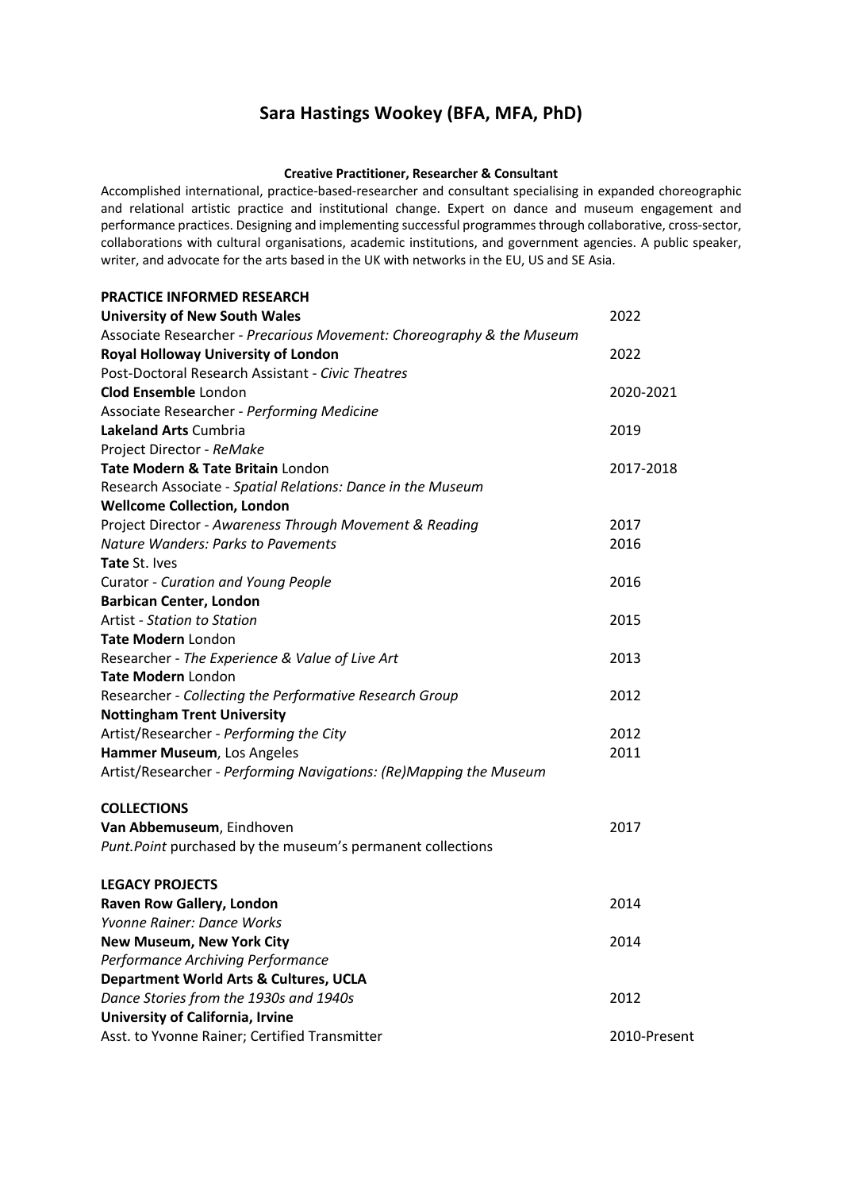# Sara Hastings Wookey (BFA, MFA, PhD)

**Creative Practitioner, Researcher & Consultant**

Accomplished international, practice-based-researcher and consultant specialising in expanded choreographic and relational artistic practice and institutional change. Expert on dance and museum engagement and performance practices. Designing and implementing successful programmes through collaborative, cross-sector, collaborations with cultural organisations, academic institutions, and government agencies. A public speaker, writer, and advocate for the arts based in the UK with networks in the EU, US and SE Asia.

## PRACTICE INFORMED RESEARCH

**University of New South Wales** — 2022
Associate Researcher - *Precarious Movement: Choreography & the Museum*

**Royal Holloway University of London** — 2022
Post-Doctoral Research Assistant - *Civic Theatres*

**Clod Ensemble** London — 2020-2021
Associate Researcher - *Performing Medicine*

**Lakeland Arts** Cumbria — 2019
Project Director - *ReMake*

**Tate Modern & Tate Britain** London — 2017-2018
Research Associate - *Spatial Relations: Dance in the Museum*

**Wellcome Collection, London**
Project Director - *Awareness Through Movement & Reading* — 2017
*Nature Wanders: Parks to Pavements* — 2016

**Tate** St. Ives
Curator - *Curation and Young People* — 2016

**Barbican Center, London**
Artist - *Station to Station* — 2015

**Tate Modern** London
Researcher - *The Experience & Value of Live Art* — 2013

**Tate Modern** London
Researcher - *Collecting the Performative Research Group* — 2012

**Nottingham Trent University**
Artist/Researcher - *Performing the City* — 2012

**Hammer Museum**, Los Angeles — 2011
Artist/Researcher - *Performing Navigations: (Re)Mapping the Museum*

## COLLECTIONS

**Van Abbemuseum**, Eindhoven — 2017
*Punt.Point* purchased by the museum's permanent collections

## LEGACY PROJECTS

**Raven Row Gallery, London** — 2014
*Yvonne Rainer: Dance Works*

**New Museum, New York City** — 2014
*Performance Archiving Performance*

**Department World Arts & Cultures, UCLA**
*Dance Stories from the 1930s and 1940s* — 2012

**University of California, Irvine**
Asst. to Yvonne Rainer; Certified Transmitter — 2010-Present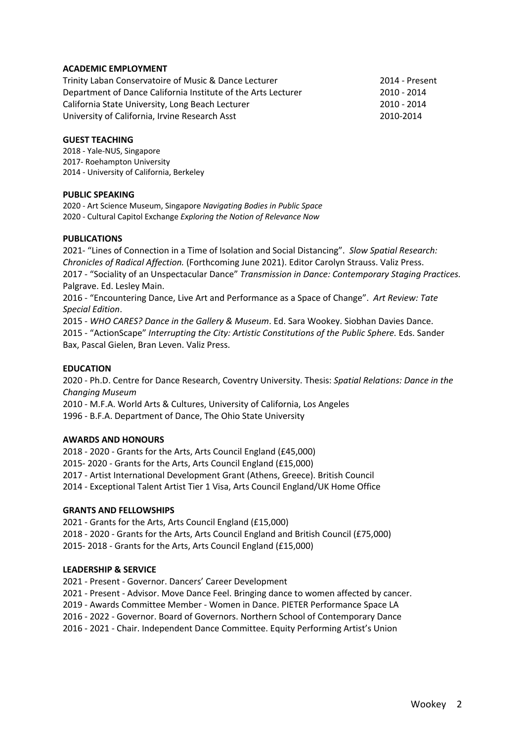**ACADEMIC EMPLOYMENT**

Trinity Laban Conservatoire of Music & Dance Lecturer 2014 - Present
Department of Dance California Institute of the Arts Lecturer 2010 - 2014
California State University, Long Beach Lecturer 2010 - 2014
University of California, Irvine Research Asst 2010-2014

**GUEST TEACHING**

2018 - Yale-NUS, Singapore
2017- Roehampton University
2014 - University of California, Berkeley

**PUBLIC SPEAKING**

2020 - Art Science Museum, Singapore *Navigating Bodies in Public Space*
2020 - Cultural Capitol Exchange *Exploring the Notion of Relevance Now*

**PUBLICATIONS**

2021- "Lines of Connection in a Time of Isolation and Social Distancing". *Slow Spatial Research: Chronicles of Radical Affection.* (Forthcoming June 2021). Editor Carolyn Strauss. Valiz Press.
2017 - "Sociality of an Unspectacular Dance" *Transmission in Dance: Contemporary Staging Practices.* Palgrave. Ed. Lesley Main.
2016 - "Encountering Dance, Live Art and Performance as a Space of Change". *Art Review: Tate Special Edition*.
2015 - *WHO CARES? Dance in the Gallery & Museum*. Ed. Sara Wookey. Siobhan Davies Dance.
2015 - "ActionScape" *Interrupting the City: Artistic Constitutions of the Public Sphere.* Eds. Sander Bax, Pascal Gielen, Bran Leven. Valiz Press.

**EDUCATION**

2020 - Ph.D. Centre for Dance Research, Coventry University. Thesis: *Spatial Relations: Dance in the Changing Museum*
2010 - M.F.A. World Arts & Cultures, University of California, Los Angeles
1996 - B.F.A. Department of Dance, The Ohio State University

**AWARDS AND HONOURS**

2018 - 2020 - Grants for the Arts, Arts Council England (£45,000)
2015- 2020 - Grants for the Arts, Arts Council England (£15,000)
2017 - Artist International Development Grant (Athens, Greece). British Council
2014 - Exceptional Talent Artist Tier 1 Visa, Arts Council England/UK Home Office

**GRANTS AND FELLOWSHIPS**

2021 - Grants for the Arts, Arts Council England (£15,000)
2018 - 2020 - Grants for the Arts, Arts Council England and British Council (£75,000)
2015- 2018 - Grants for the Arts, Arts Council England (£15,000)

**LEADERSHIP & SERVICE**

2021 - Present - Governor. Dancers' Career Development
2021 - Present - Advisor. Move Dance Feel. Bringing dance to women affected by cancer.
2019 - Awards Committee Member - Women in Dance. PIETER Performance Space LA
2016 - 2022 - Governor. Board of Governors. Northern School of Contemporary Dance
2016 - 2021 - Chair. Independent Dance Committee. Equity Performing Artist's Union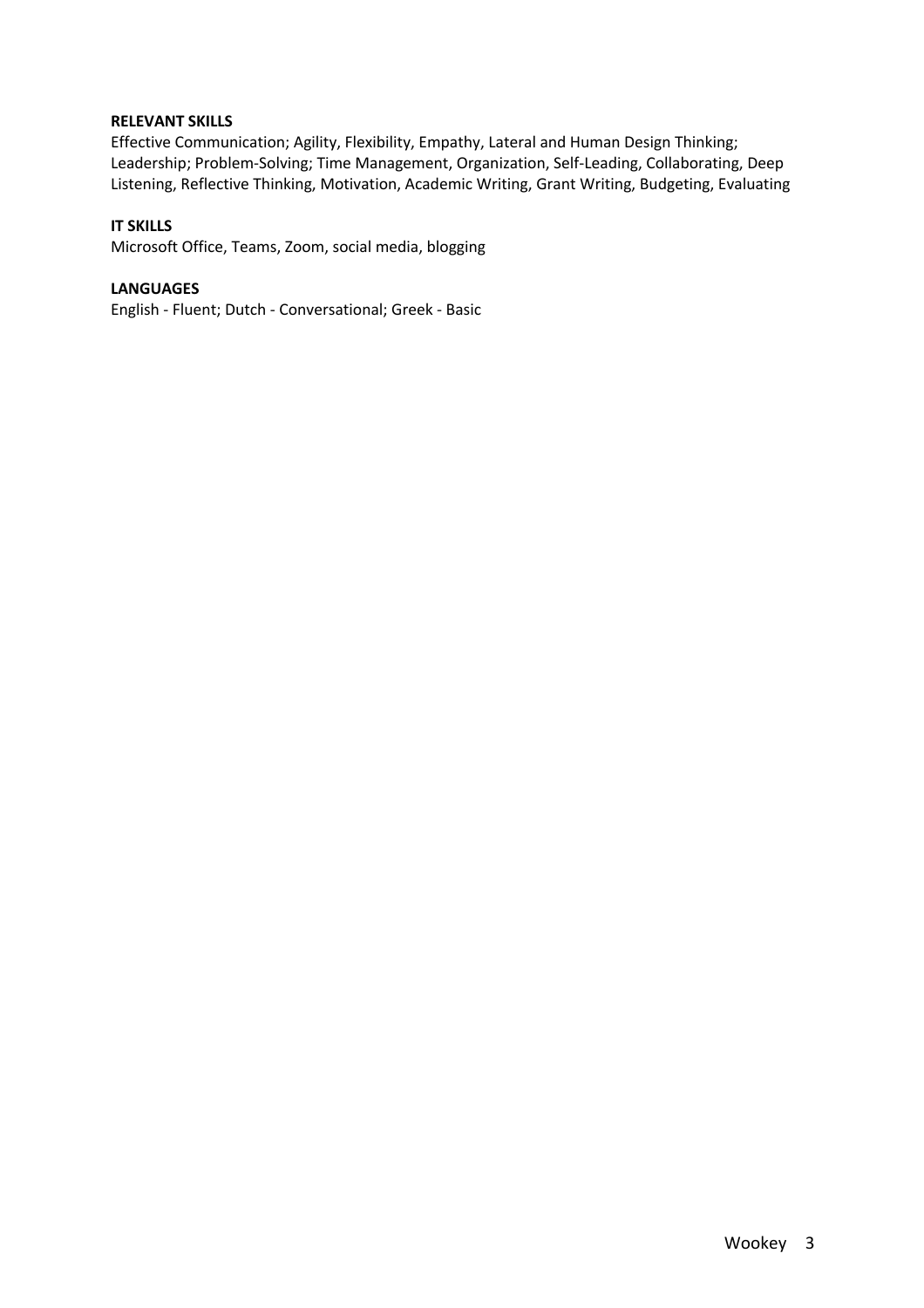**RELEVANT SKILLS**
Effective Communication; Agility, Flexibility, Empathy, Lateral and Human Design Thinking; Leadership; Problem-Solving; Time Management, Organization, Self-Leading, Collaborating, Deep Listening, Reflective Thinking, Motivation, Academic Writing, Grant Writing, Budgeting, Evaluating

**IT SKILLS**
Microsoft Office, Teams, Zoom, social media, blogging

**LANGUAGES**
English - Fluent; Dutch - Conversational; Greek - Basic